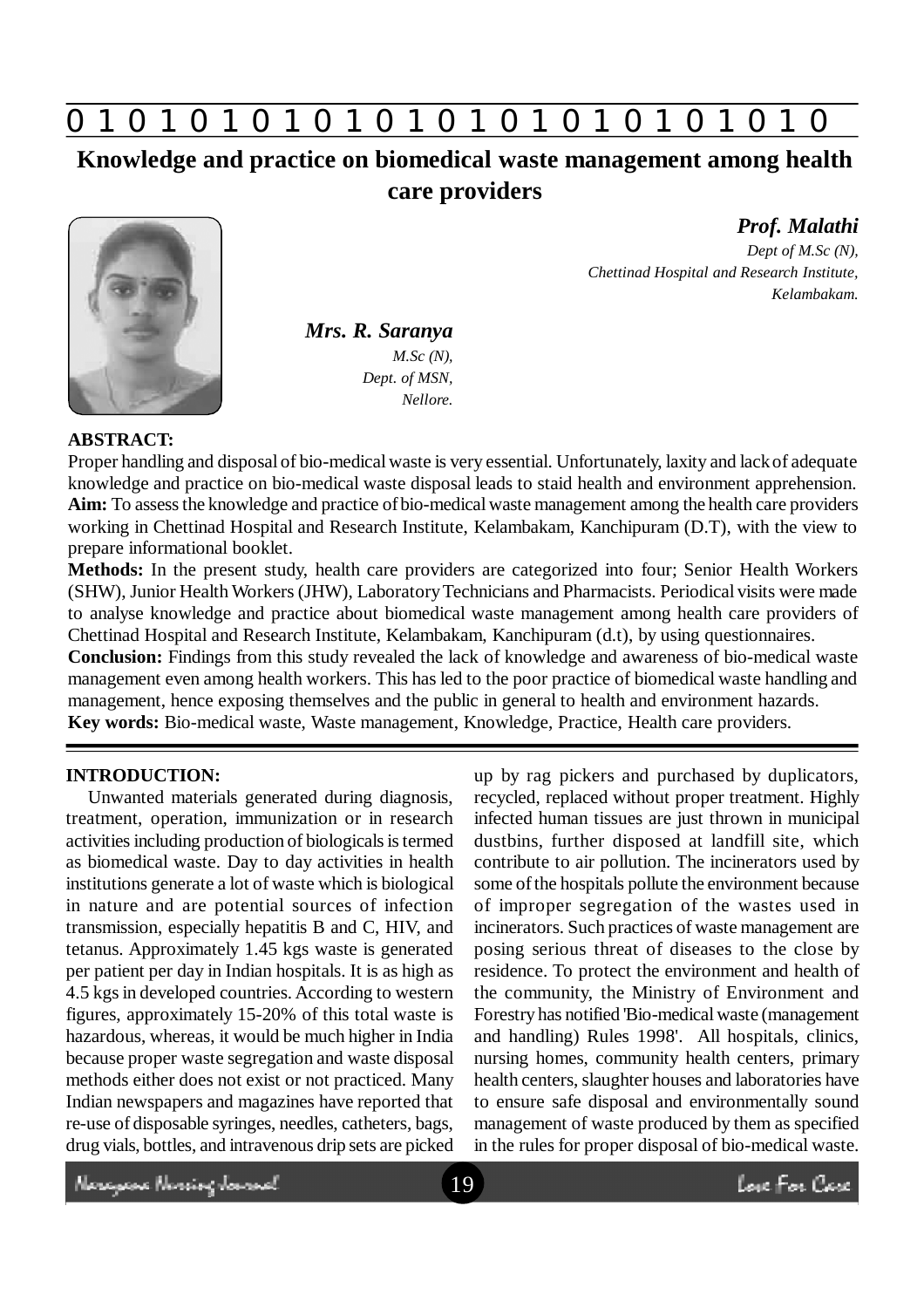0 1 0 1 0 1 0 1 0 1 0 1 0 1 0 1 0 1 0 1 0 1 0 1 0 1 0

# Knowledge and practice on biomedical waste management among health care providers

***Prof. Malathi***

*Dept of M.Sc (N),*
*Chettinad Hospital and Research Institute,*
*Kelambakam.*

***Mrs. R. Saranya***

*M.Sc (N),*
*Dept. of MSN,*
*Nellore.*

**ABSTRACT:**

Proper handling and disposal of bio-medical waste is very essential. Unfortunately, laxity and lack of adequate knowledge and practice on bio-medical waste disposal leads to staid health and environment apprehension.

**Aim:** To assess the knowledge and practice of bio-medical waste management among the health care providers working in Chettinad Hospital and Research Institute, Kelambakam, Kanchipuram (D.T), with the view to prepare informational booklet.

**Methods:** In the present study, health care providers are categorized into four; Senior Health Workers (SHW), Junior Health Workers (JHW), Laboratory Technicians and Pharmacists. Periodical visits were made to analyse knowledge and practice about biomedical waste management among health care providers of Chettinad Hospital and Research Institute, Kelambakam, Kanchipuram (d.t), by using questionnaires.

**Conclusion:** Findings from this study revealed the lack of knowledge and awareness of bio-medical waste management even among health workers. This has led to the poor practice of biomedical waste handling and management, hence exposing themselves and the public in general to health and environment hazards.

**Key words:** Bio-medical waste, Waste management, Knowledge, Practice, Health care providers.

## INTRODUCTION:

Unwanted materials generated during diagnosis, treatment, operation, immunization or in research activities including production of biologicals is termed as biomedical waste. Day to day activities in health institutions generate a lot of waste which is biological in nature and are potential sources of infection transmission, especially hepatitis B and C, HIV, and tetanus. Approximately 1.45 kgs waste is generated per patient per day in Indian hospitals. It is as high as 4.5 kgs in developed countries. According to western figures, approximately 15-20% of this total waste is hazardous, whereas, it would be much higher in India because proper waste segregation and waste disposal methods either does not exist or not practiced. Many Indian newspapers and magazines have reported that re-use of disposable syringes, needles, catheters, bags, drug vials, bottles, and intravenous drip sets are picked up by rag pickers and purchased by duplicators, recycled, replaced without proper treatment. Highly infected human tissues are just thrown in municipal dustbins, further disposed at landfill site, which contribute to air pollution. The incinerators used by some of the hospitals pollute the environment because of improper segregation of the wastes used in incinerators. Such practices of waste management are posing serious threat of diseases to the close by residence. To protect the environment and health of the community, the Ministry of Environment and Forestry has notified 'Bio-medical waste (management and handling) Rules 1998'. All hospitals, clinics, nursing homes, community health centers, primary health centers, slaughter houses and laboratories have to ensure safe disposal and environmentally sound management of waste produced by them as specified in the rules for proper disposal of bio-medical waste.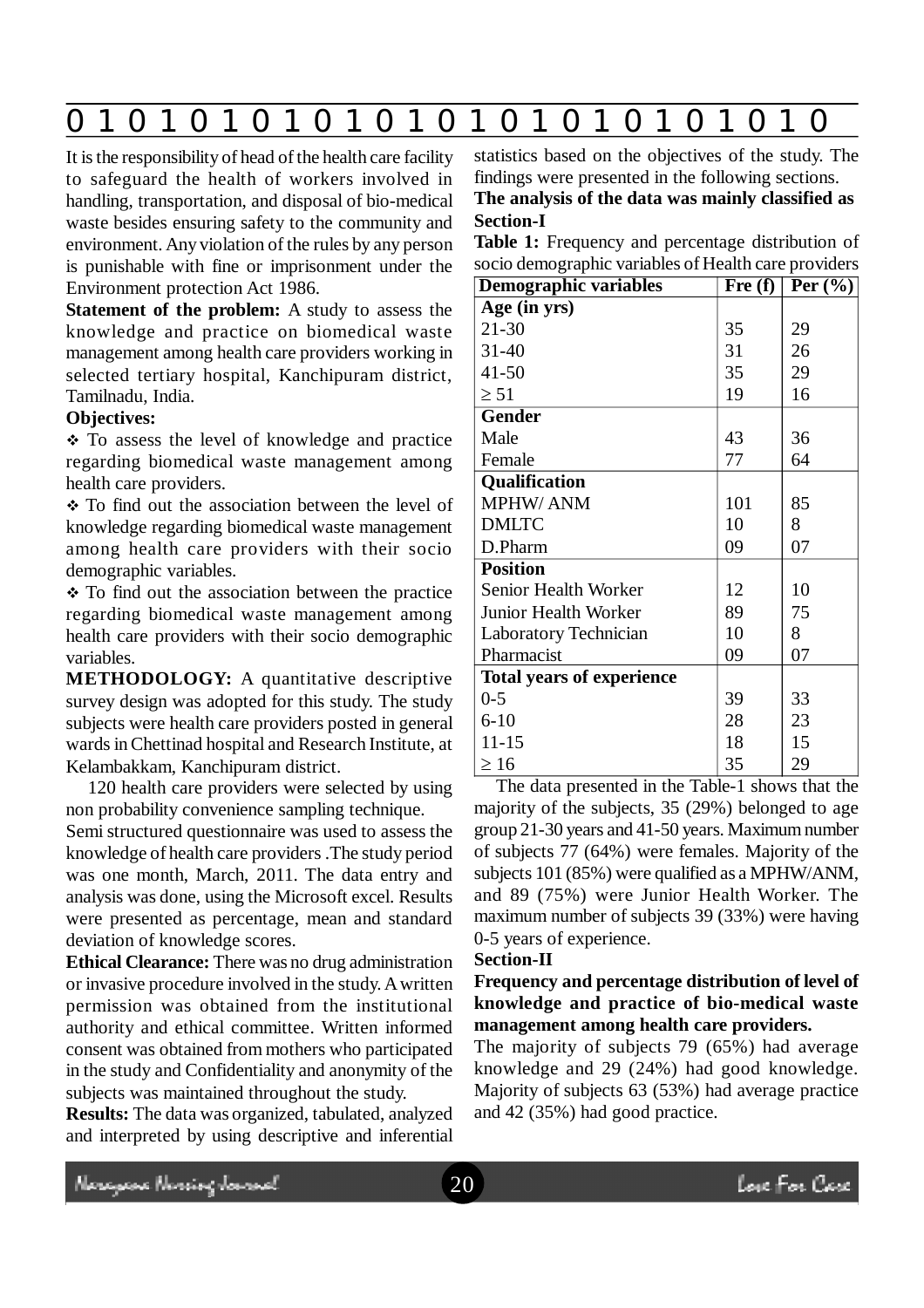It is the responsibility of head of the health care facility to safeguard the health of workers involved in handling, transportation, and disposal of bio-medical waste besides ensuring safety to the community and environment. Any violation of the rules by any person is punishable with fine or imprisonment under the Environment protection Act 1986.

**Statement of the problem:** A study to assess the knowledge and practice on biomedical waste management among health care providers working in selected tertiary hospital, Kanchipuram district, Tamilnadu, India.

**Objectives:**

- ❖ To assess the level of knowledge and practice regarding biomedical waste management among health care providers.
- ❖ To find out the association between the level of knowledge regarding biomedical waste management among health care providers with their socio demographic variables.
- ❖ To find out the association between the practice regarding biomedical waste management among health care providers with their socio demographic variables.

**METHODOLOGY:** A quantitative descriptive survey design was adopted for this study. The study subjects were health care providers posted in general wards in Chettinad hospital and Research Institute, at Kelambakkam, Kanchipuram district.

120 health care providers were selected by using non probability convenience sampling technique.

Semi structured questionnaire was used to assess the knowledge of health care providers .The study period was one month, March, 2011. The data entry and analysis was done, using the Microsoft excel. Results were presented as percentage, mean and standard deviation of knowledge scores.

**Ethical Clearance:** There was no drug administration or invasive procedure involved in the study. A written permission was obtained from the institutional authority and ethical committee. Written informed consent was obtained from mothers who participated in the study and Confidentiality and anonymity of the subjects was maintained throughout the study.

**Results:** The data was organized, tabulated, analyzed and interpreted by using descriptive and inferential statistics based on the objectives of the study. The findings were presented in the following sections.

**The analysis of the data was mainly classified as**

**Section-I**

**Table 1:** Frequency and percentage distribution of socio demographic variables of Health care providers

| Demographic variables | Fre (f) | Per (%) |
|---|---|---|
| **Age (in yrs)** | | |
| 21-30 | 35 | 29 |
| 31-40 | 31 | 26 |
| 41-50 | 35 | 29 |
| ≥ 51 | 19 | 16 |
| **Gender** | | |
| Male | 43 | 36 |
| Female | 77 | 64 |
| **Qualification** | | |
| MPHW/ ANM | 101 | 85 |
| DMLTC | 10 | 8 |
| D.Pharm | 09 | 07 |
| **Position** | | |
| Senior Health Worker | 12 | 10 |
| Junior Health Worker | 89 | 75 |
| Laboratory Technician | 10 | 8 |
| Pharmacist | 09 | 07 |
| **Total years of experience** | | |
| 0-5 | 39 | 33 |
| 6-10 | 28 | 23 |
| 11-15 | 18 | 15 |
| ≥ 16 | 35 | 29 |

The data presented in the Table-1 shows that the majority of the subjects, 35 (29%) belonged to age group 21-30 years and 41-50 years. Maximum number of subjects 77 (64%) were females. Majority of the subjects 101 (85%) were qualified as a MPHW/ANM, and 89 (75%) were Junior Health Worker. The maximum number of subjects 39 (33%) were having 0-5 years of experience.

**Section-II**

**Frequency and percentage distribution of level of knowledge and practice of bio-medical waste management among health care providers.**

The majority of subjects 79 (65%) had average knowledge and 29 (24%) had good knowledge. Majority of subjects 63 (53%) had average practice and 42 (35%) had good practice.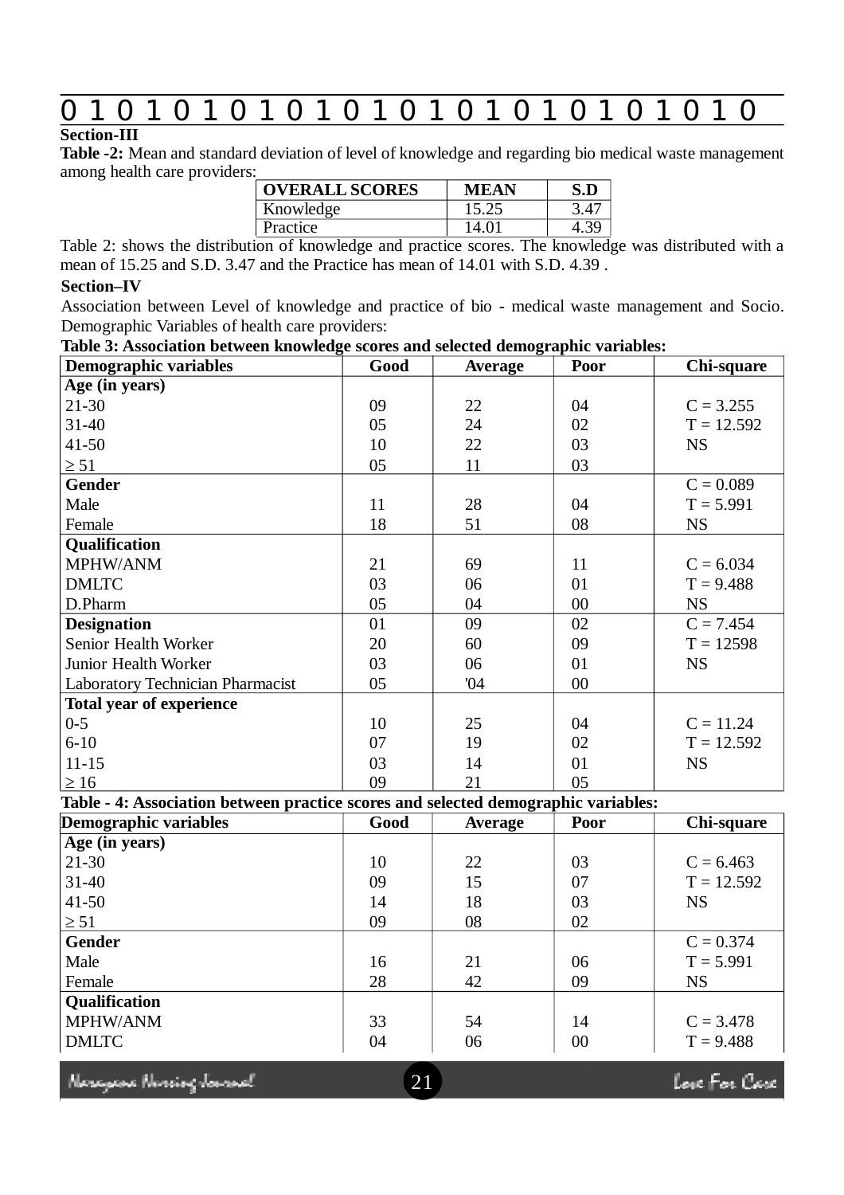**Section-III**

**Table -2:** Mean and standard deviation of level of knowledge and regarding bio medical waste management among health care providers:

| OVERALL SCORES | MEAN | S.D |
|---|---|---|
| Knowledge | 15.25 | 3.47 |
| Practice | 14.01 | 4.39 |

Table 2: shows the distribution of knowledge and practice scores. The knowledge was distributed with a mean of 15.25 and S.D. 3.47 and the Practice has mean of 14.01 with S.D. 4.39 .

**Section–IV**

Association between Level of knowledge and practice of bio - medical waste management and Socio. Demographic Variables of health care providers:

**Table 3: Association between knowledge scores and selected demographic variables:**

| Demographic variables | Good | Average | Poor | Chi-square |
|---|---|---|---|---|
| **Age (in years)** | | | | |
| 21-30 | 09 | 22 | 04 | C = 3.255 |
| 31-40 | 05 | 24 | 02 | T = 12.592 |
| 41-50 | 10 | 22 | 03 | NS |
| ≥ 51 | 05 | 11 | 03 | |
| **Gender** | | | | C = 0.089 |
| Male | 11 | 28 | 04 | T = 5.991 |
| Female | 18 | 51 | 08 | NS |
| **Qualification** | | | | |
| MPHW/ANM | 21 | 69 | 11 | C = 6.034 |
| DMLTC | 03 | 06 | 01 | T = 9.488 |
| D.Pharm | 05 | 04 | 00 | NS |
| **Designation** | 01 | 09 | 02 | C = 7.454 |
| Senior Health Worker | 20 | 60 | 09 | T = 12598 |
| Junior Health Worker | 03 | 06 | 01 | NS |
| Laboratory Technician Pharmacist | 05 | '04 | 00 | |
| **Total year of experience** | | | | |
| 0-5 | 10 | 25 | 04 | C = 11.24 |
| 6-10 | 07 | 19 | 02 | T = 12.592 |
| 11-15 | 03 | 14 | 01 | NS |
| ≥ 16 | 09 | 21 | 05 | |

**Table - 4: Association between practice scores and selected demographic variables:**

| Demographic variables | Good | Average | Poor | Chi-square |
|---|---|---|---|---|
| **Age (in years)** | | | | |
| 21-30 | 10 | 22 | 03 | C = 6.463 |
| 31-40 | 09 | 15 | 07 | T = 12.592 |
| 41-50 | 14 | 18 | 03 | NS |
| ≥ 51 | 09 | 08 | 02 | |
| **Gender** | | | | C = 0.374 |
| Male | 16 | 21 | 06 | T = 5.991 |
| Female | 28 | 42 | 09 | NS |
| **Qualification** | | | | |
| MPHW/ANM | 33 | 54 | 14 | C = 3.478 |
| DMLTC | 04 | 06 | 00 | T = 9.488 |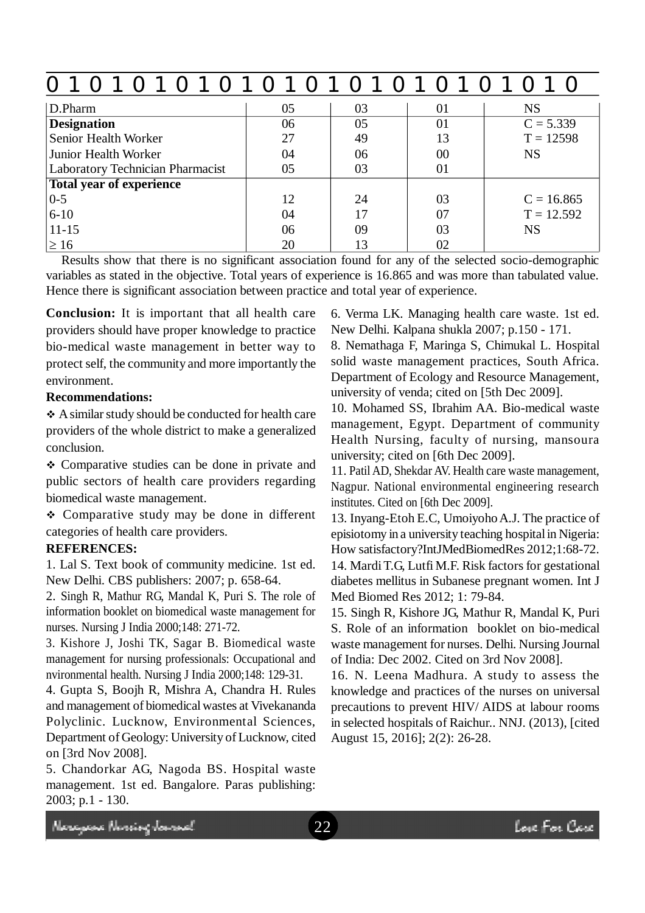| | | | | |
|---|---|---|---|---|
| D.Pharm | 05 | 03 | 01 | NS |
| **Designation** | 06 | 05 | 01 | C = 5.339 |
| Senior Health Worker | 27 | 49 | 13 | T = 12598 |
| Junior Health Worker | 04 | 06 | 00 | NS |
| Laboratory Technician Pharmacist | 05 | 03 | 01 | |
| **Total year of experience** | | | | |
| 0-5 | 12 | 24 | 03 | C = 16.865 |
| 6-10 | 04 | 17 | 07 | T = 12.592 |
| 11-15 | 06 | 09 | 03 | NS |
| ≥ 16 | 20 | 13 | 02 | |

Results show that there is no significant association found for any of the selected socio-demographic variables as stated in the objective. Total years of experience is 16.865 and was more than tabulated value. Hence there is significant association between practice and total year of experience.

**Conclusion:** It is important that all health care providers should have proper knowledge to practice bio-medical waste management in better way to protect self, the community and more importantly the environment.

**Recommendations:**

- A similar study should be conducted for health care providers of the whole district to make a generalized conclusion.
- Comparative studies can be done in private and public sectors of health care providers regarding biomedical waste management.
- Comparative study may be done in different categories of health care providers.

**REFERENCES:**

1. Lal S. Text book of community medicine. 1st ed. New Delhi. CBS publishers: 2007; p. 658-64.
2. Singh R, Mathur RG, Mandal K, Puri S. The role of information booklet on biomedical waste management for nurses. Nursing J India 2000;148: 271-72.
3. Kishore J, Joshi TK, Sagar B. Biomedical waste management for nursing professionals: Occupational and nvironmental health. Nursing J India 2000;148: 129-31.
4. Gupta S, Boojh R, Mishra A, Chandra H. Rules and management of biomedical wastes at Vivekananda Polyclinic. Lucknow, Environmental Sciences, Department of Geology: University of Lucknow, cited on [3rd Nov 2008].
5. Chandorkar AG, Nagoda BS. Hospital waste management. 1st ed. Bangalore. Paras publishing: 2003; p.1 - 130.
6. Verma LK. Managing health care waste. 1st ed. New Delhi. Kalpana shukla 2007; p.150 - 171.
8. Nemathaga F, Maringa S, Chimukal L. Hospital solid waste management practices, South Africa. Department of Ecology and Resource Management, university of venda; cited on [5th Dec 2009].
10. Mohamed SS, Ibrahim AA. Bio-medical waste management, Egypt. Department of community Health Nursing, faculty of nursing, mansoura university; cited on [6th Dec 2009].
11. Patil AD, Shekdar AV. Health care waste management, Nagpur. National environmental engineering research institutes. Cited on [6th Dec 2009].
13. Inyang-Etoh E.C, Umoiyoho A.J. The practice of episiotomy in a university teaching hospital in Nigeria: How satisfactory?IntJMedBiomedRes 2012;1:68-72.
14. Mardi T.G, Lutfi M.F. Risk factors for gestational diabetes mellitus in Subanese pregnant women. Int J Med Biomed Res 2012; 1: 79-84.
15. Singh R, Kishore JG, Mathur R, Mandal K, Puri S. Role of an information booklet on bio-medical waste management for nurses. Delhi. Nursing Journal of India: Dec 2002. Cited on 3rd Nov 2008].
16. N. Leena Madhura. A study to assess the knowledge and practices of the nurses on universal precautions to prevent HIV/ AIDS at labour rooms in selected hospitals of Raichur.. NNJ. (2013), [cited August 15, 2016]; 2(2): 26-28.